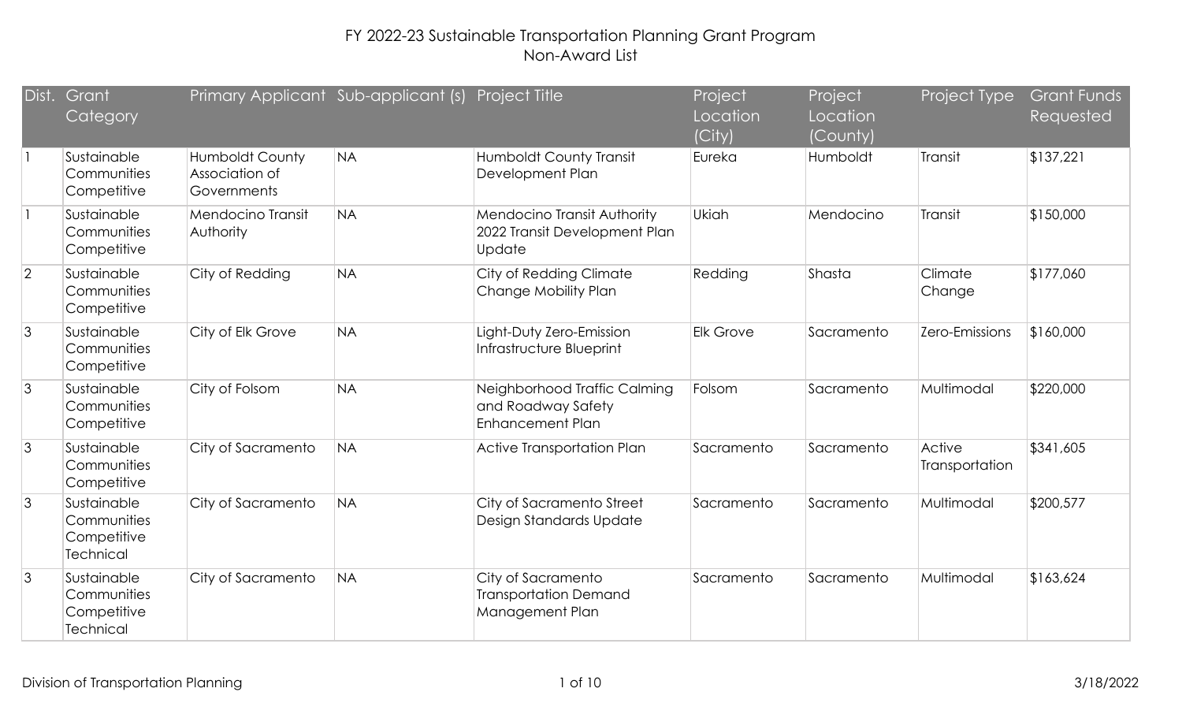# FY 2022-23 Sustainable Transportation Planning Grant Program
## Non-Award List

| Dist. | Grant Category | Primary Applicant | Sub-applicant (s) | Project Title | Project Location (City) | Project Location (County) | Project Type | Grant Funds Requested |
|---|---|---|---|---|---|---|---|---|
| 1 | Sustainable Communities Competitive | Humboldt County Association of Governments | NA | Humboldt County Transit Development Plan | Eureka | Humboldt | Transit | $137,221 |
| 1 | Sustainable Communities Competitive | Mendocino Transit Authority | NA | Mendocino Transit Authority 2022 Transit Development Plan Update | Ukiah | Mendocino | Transit | $150,000 |
| 2 | Sustainable Communities Competitive | City of Redding | NA | City of Redding Climate Change Mobility Plan | Redding | Shasta | Climate Change | $177,060 |
| 3 | Sustainable Communities Competitive | City of Elk Grove | NA | Light-Duty Zero-Emission Infrastructure Blueprint | Elk Grove | Sacramento | Zero-Emissions | $160,000 |
| 3 | Sustainable Communities Competitive | City of Folsom | NA | Neighborhood Traffic Calming and Roadway Safety Enhancement Plan | Folsom | Sacramento | Multimodal | $220,000 |
| 3 | Sustainable Communities Competitive | City of Sacramento | NA | Active Transportation Plan | Sacramento | Sacramento | Active Transportation | $341,605 |
| 3 | Sustainable Communities Competitive Technical | City of Sacramento | NA | City of Sacramento Street Design Standards Update | Sacramento | Sacramento | Multimodal | $200,577 |
| 3 | Sustainable Communities Competitive Technical | City of Sacramento | NA | City of Sacramento Transportation Demand Management Plan | Sacramento | Sacramento | Multimodal | $163,624 |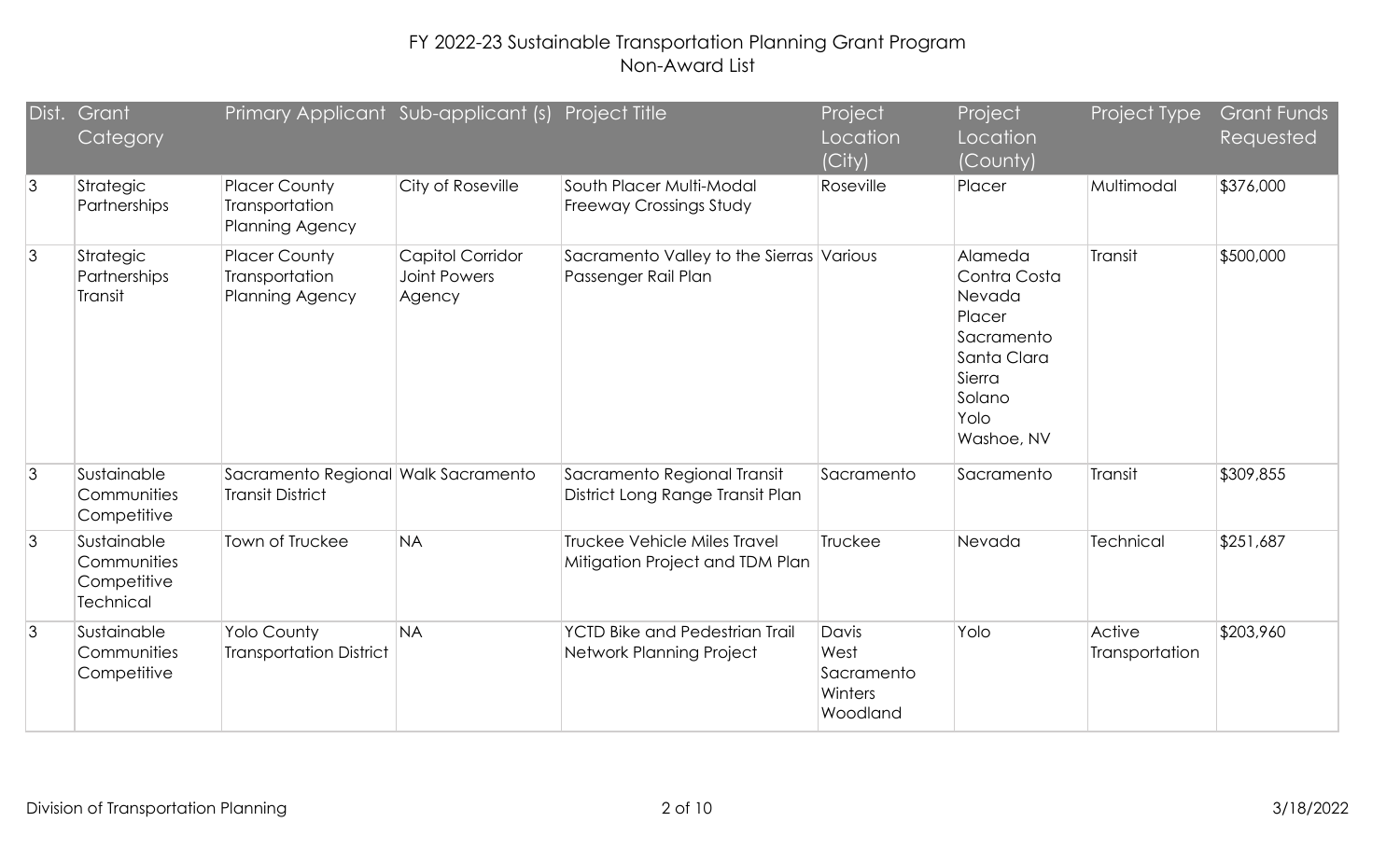# FY 2022-23 Sustainable Transportation Planning Grant Program
## Non-Award List

| Dist. | Grant Category | Primary Applicant | Sub-applicant (s) | Project Title | Project Location (City) | Project Location (County) | Project Type | Grant Funds Requested |
|---|---|---|---|---|---|---|---|---|
| 3 | Strategic Partnerships | Placer County Transportation Planning Agency | City of Roseville | South Placer Multi-Modal Freeway Crossings Study | Roseville | Placer | Multimodal | $376,000 |
| 3 | Strategic Partnerships Transit | Placer County Transportation Planning Agency | Capitol Corridor Joint Powers Agency | Sacramento Valley to the Sierras Passenger Rail Plan | Various | Alameda Contra Costa Nevada Placer Sacramento Santa Clara Sierra Solano Yolo Washoe, NV | Transit | $500,000 |
| 3 | Sustainable Communities Competitive | Sacramento Regional Transit District | Walk Sacramento | Sacramento Regional Transit District Long Range Transit Plan | Sacramento | Sacramento | Transit | $309,855 |
| 3 | Sustainable Communities Competitive Technical | Town of Truckee | NA | Truckee Vehicle Miles Travel Mitigation Project and TDM Plan | Truckee | Nevada | Technical | $251,687 |
| 3 | Sustainable Communities Competitive | Yolo County Transportation District | NA | YCTD Bike and Pedestrian Trail Network Planning Project | Davis West Sacramento Winters Woodland | Yolo | Active Transportation | $203,960 |

Division of Transportation Planning

3/18/2022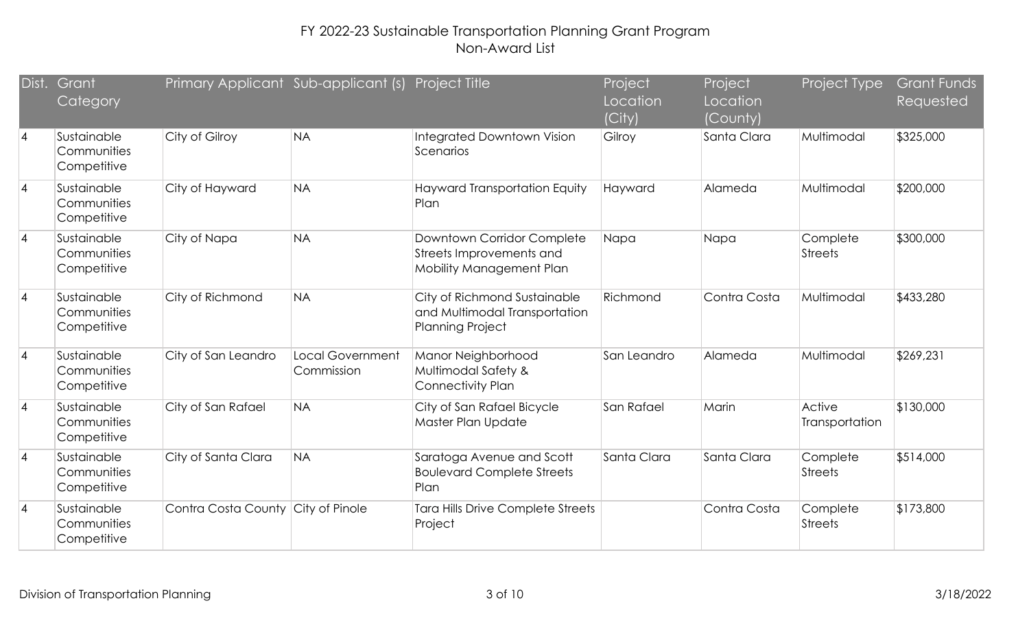# FY 2022-23 Sustainable Transportation Planning Grant Program
## Non-Award List

| Dist. | Grant Category | Primary Applicant | Sub-applicant (s) | Project Title | Project Location (City) | Project Location (County) | Project Type | Grant Funds Requested |
|---|---|---|---|---|---|---|---|---|
| 4 | Sustainable Communities Competitive | City of Gilroy | NA | Integrated Downtown Vision Scenarios | Gilroy | Santa Clara | Multimodal | $325,000 |
| 4 | Sustainable Communities Competitive | City of Hayward | NA | Hayward Transportation Equity Plan | Hayward | Alameda | Multimodal | $200,000 |
| 4 | Sustainable Communities Competitive | City of Napa | NA | Downtown Corridor Complete Streets Improvements and Mobility Management Plan | Napa | Napa | Complete Streets | $300,000 |
| 4 | Sustainable Communities Competitive | City of Richmond | NA | City of Richmond Sustainable and Multimodal Transportation Planning Project | Richmond | Contra Costa | Multimodal | $433,280 |
| 4 | Sustainable Communities Competitive | City of San Leandro | Local Government Commission | Manor Neighborhood Multimodal Safety & Connectivity Plan | San Leandro | Alameda | Multimodal | $269,231 |
| 4 | Sustainable Communities Competitive | City of San Rafael | NA | City of San Rafael Bicycle Master Plan Update | San Rafael | Marin | Active Transportation | $130,000 |
| 4 | Sustainable Communities Competitive | City of Santa Clara | NA | Saratoga Avenue and Scott Boulevard Complete Streets Plan | Santa Clara | Santa Clara | Complete Streets | $514,000 |
| 4 | Sustainable Communities Competitive | Contra Costa County | City of Pinole | Tara Hills Drive Complete Streets Project | | Contra Costa | Complete Streets | $173,800 |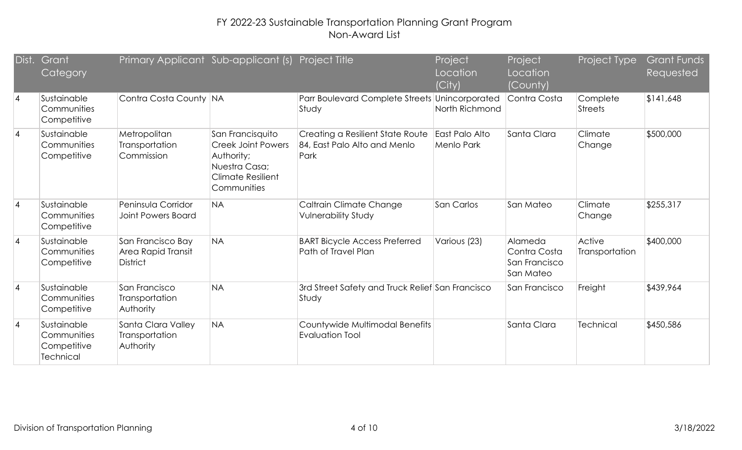# FY 2022-23 Sustainable Transportation Planning Grant Program
## Non-Award List

| Dist. | Grant Category | Primary Applicant | Sub-applicant (s) | Project Title | Project Location (City) | Project Location (County) | Project Type | Grant Funds Requested |
|---|---|---|---|---|---|---|---|---|
| 4 | Sustainable Communities Competitive | Contra Costa County | NA | Parr Boulevard Complete Streets Study | Unincorporated North Richmond | Contra Costa | Complete Streets | $141,648 |
| 4 | Sustainable Communities Competitive | Metropolitan Transportation Commission | San Francisquito Creek Joint Powers Authority; Nuestra Casa; Climate Resilient Communities | Creating a Resilient State Route 84, East Palo Alto and Menlo Park | East Palo Alto Menlo Park | Santa Clara | Climate Change | $500,000 |
| 4 | Sustainable Communities Competitive | Peninsula Corridor Joint Powers Board | NA | Caltrain Climate Change Vulnerability Study | San Carlos | San Mateo | Climate Change | $255,317 |
| 4 | Sustainable Communities Competitive | San Francisco Bay Area Rapid Transit District | NA | BART Bicycle Access Preferred Path of Travel Plan | Various (23) | Alameda Contra Costa San Francisco San Mateo | Active Transportation | $400,000 |
| 4 | Sustainable Communities Competitive | San Francisco Transportation Authority | NA | 3rd Street Safety and Truck Relief Study | San Francisco | San Francisco | Freight | $439,964 |
| 4 | Sustainable Communities Competitive Technical | Santa Clara Valley Transportation Authority | NA | Countywide Multimodal Benefits Evaluation Tool | | Santa Clara | Technical | $450,586 |

Division of Transportation Planning

3/18/2022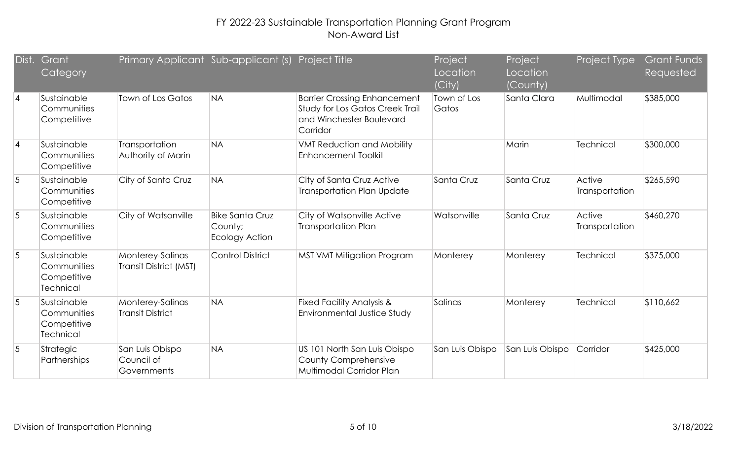# FY 2022-23 Sustainable Transportation Planning Grant Program
## Non-Award List

| Dist. | Grant Category | Primary Applicant | Sub-applicant (s) | Project Title | Project Location (City) | Project Location (County) | Project Type | Grant Funds Requested |
|---|---|---|---|---|---|---|---|---|
| 4 | Sustainable Communities Competitive | Town of Los Gatos | NA | Barrier Crossing Enhancement Study for Los Gatos Creek Trail and Winchester Boulevard Corridor | Town of Los Gatos | Santa Clara | Multimodal | $385,000 |
| 4 | Sustainable Communities Competitive | Transportation Authority of Marin | NA | VMT Reduction and Mobility Enhancement Toolkit | | Marin | Technical | $300,000 |
| 5 | Sustainable Communities Competitive | City of Santa Cruz | NA | City of Santa Cruz Active Transportation Plan Update | Santa Cruz | Santa Cruz | Active Transportation | $265,590 |
| 5 | Sustainable Communities Competitive | City of Watsonville | Bike Santa Cruz County; Ecology Action | City of Watsonville Active Transportation Plan | Watsonville | Santa Cruz | Active Transportation | $460,270 |
| 5 | Sustainable Communities Competitive Technical | Monterey-Salinas Transit District (MST) | Control District | MST VMT Mitigation Program | Monterey | Monterey | Technical | $375,000 |
| 5 | Sustainable Communities Competitive Technical | Monterey-Salinas Transit District | NA | Fixed Facility Analysis & Environmental Justice Study | Salinas | Monterey | Technical | $110,662 |
| 5 | Strategic Partnerships | San Luis Obispo Council of Governments | NA | US 101 North San Luis Obispo County Comprehensive Multimodal Corridor Plan | San Luis Obispo | San Luis Obispo | Corridor | $425,000 |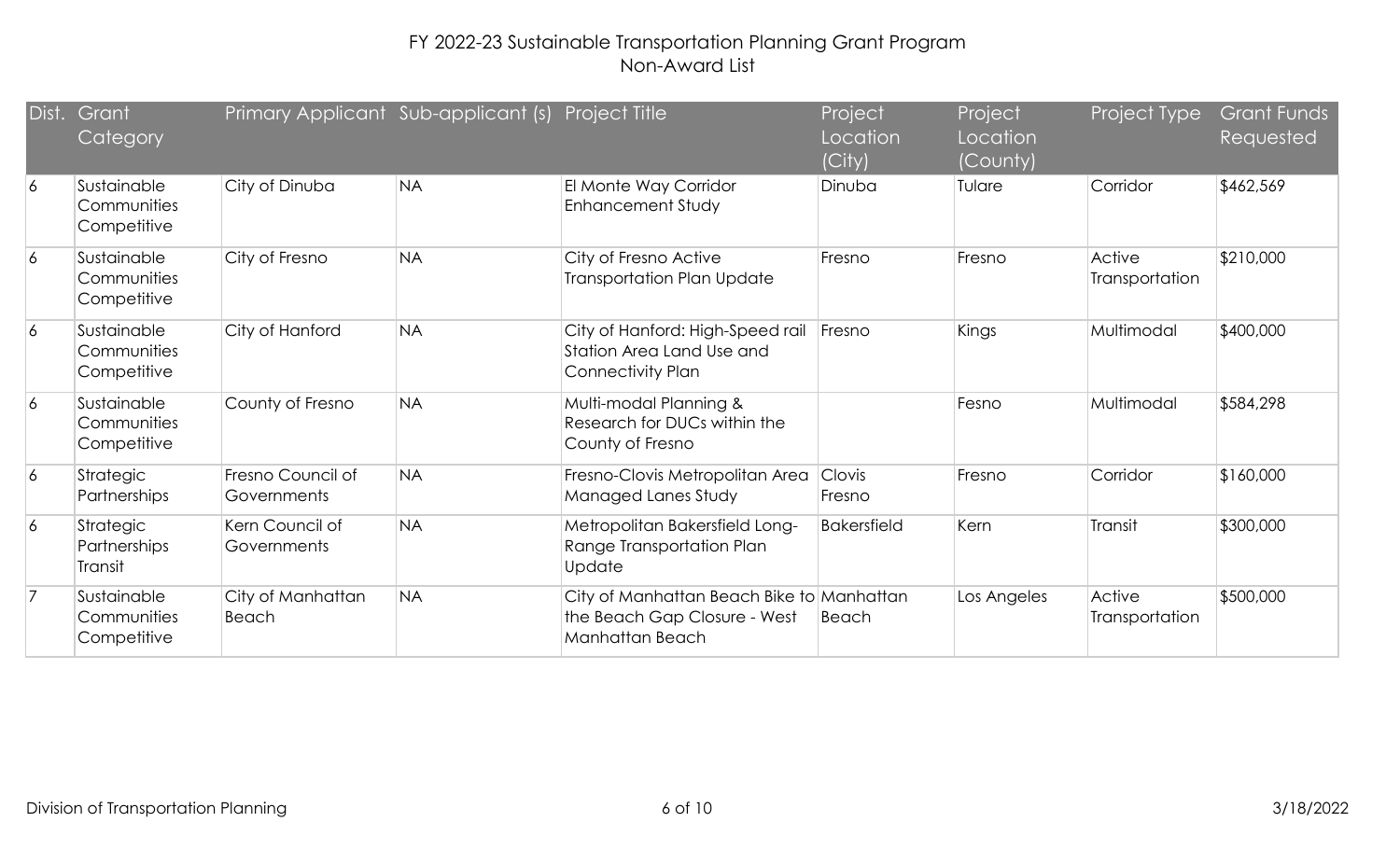# FY 2022-23 Sustainable Transportation Planning Grant Program
## Non-Award List

| Dist. | Grant Category | Primary Applicant | Sub-applicant (s) | Project Title | Project Location (City) | Project Location (County) | Project Type | Grant Funds Requested |
|---|---|---|---|---|---|---|---|---|
| 6 | Sustainable Communities Competitive | City of Dinuba | NA | El Monte Way Corridor Enhancement Study | Dinuba | Tulare | Corridor | $462,569 |
| 6 | Sustainable Communities Competitive | City of Fresno | NA | City of Fresno Active Transportation Plan Update | Fresno | Fresno | Active Transportation | $210,000 |
| 6 | Sustainable Communities Competitive | City of Hanford | NA | City of Hanford: High-Speed rail Station Area Land Use and Connectivity Plan | Fresno | Kings | Multimodal | $400,000 |
| 6 | Sustainable Communities Competitive | County of Fresno | NA | Multi-modal Planning & Research for DUCs within the County of Fresno | | Fesno | Multimodal | $584,298 |
| 6 | Strategic Partnerships | Fresno Council of Governments | NA | Fresno-Clovis Metropolitan Area Managed Lanes Study | Clovis Fresno | Fresno | Corridor | $160,000 |
| 6 | Strategic Partnerships Transit | Kern Council of Governments | NA | Metropolitan Bakersfield Long-Range Transportation Plan Update | Bakersfield | Kern | Transit | $300,000 |
| 7 | Sustainable Communities Competitive | City of Manhattan Beach | NA | City of Manhattan Beach Bike to the Beach Gap Closure - West Manhattan Beach | Manhattan Beach | Los Angeles | Active Transportation | $500,000 |

Division of Transportation Planning

3/18/2022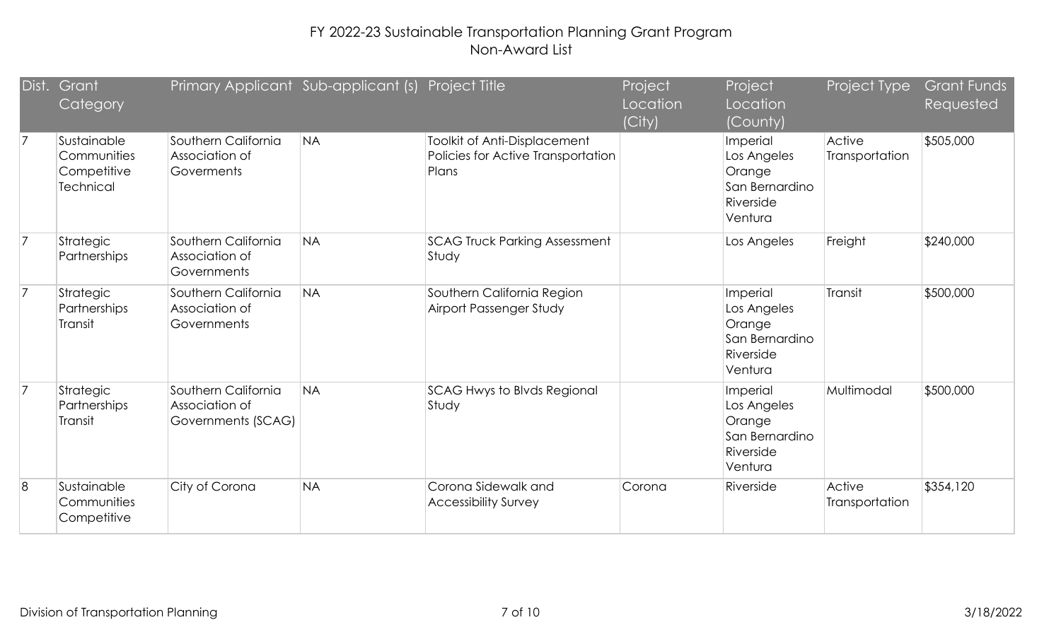# FY 2022-23 Sustainable Transportation Planning Grant Program
## Non-Award List

| Dist. | Grant Category | Primary Applicant | Sub-applicant (s) | Project Title | Project Location (City) | Project Location (County) | Project Type | Grant Funds Requested |
|---|---|---|---|---|---|---|---|---|
| 7 | Sustainable Communities Competitive Technical | Southern California Association of Goverments | NA | Toolkit of Anti-Displacement Policies for Active Transportation Plans | | Imperial<br>Los Angeles<br>Orange<br>San Bernardino<br>Riverside<br>Ventura | Active Transportation | $505,000 |
| 7 | Strategic Partnerships | Southern California Association of Governments | NA | SCAG Truck Parking Assessment Study | | Los Angeles | Freight | $240,000 |
| 7 | Strategic Partnerships Transit | Southern California Association of Governments | NA | Southern California Region Airport Passenger Study | | Imperial<br>Los Angeles<br>Orange<br>San Bernardino<br>Riverside<br>Ventura | Transit | $500,000 |
| 7 | Strategic Partnerships Transit | Southern California Association of Governments (SCAG) | NA | SCAG Hwys to Blvds Regional Study | | Imperial<br>Los Angeles<br>Orange<br>San Bernardino<br>Riverside<br>Ventura | Multimodal | $500,000 |
| 8 | Sustainable Communities Competitive | City of Corona | NA | Corona Sidewalk and Accessibility Survey | Corona | Riverside | Active Transportation | $354,120 |

Division of Transportation Planning

3/18/2022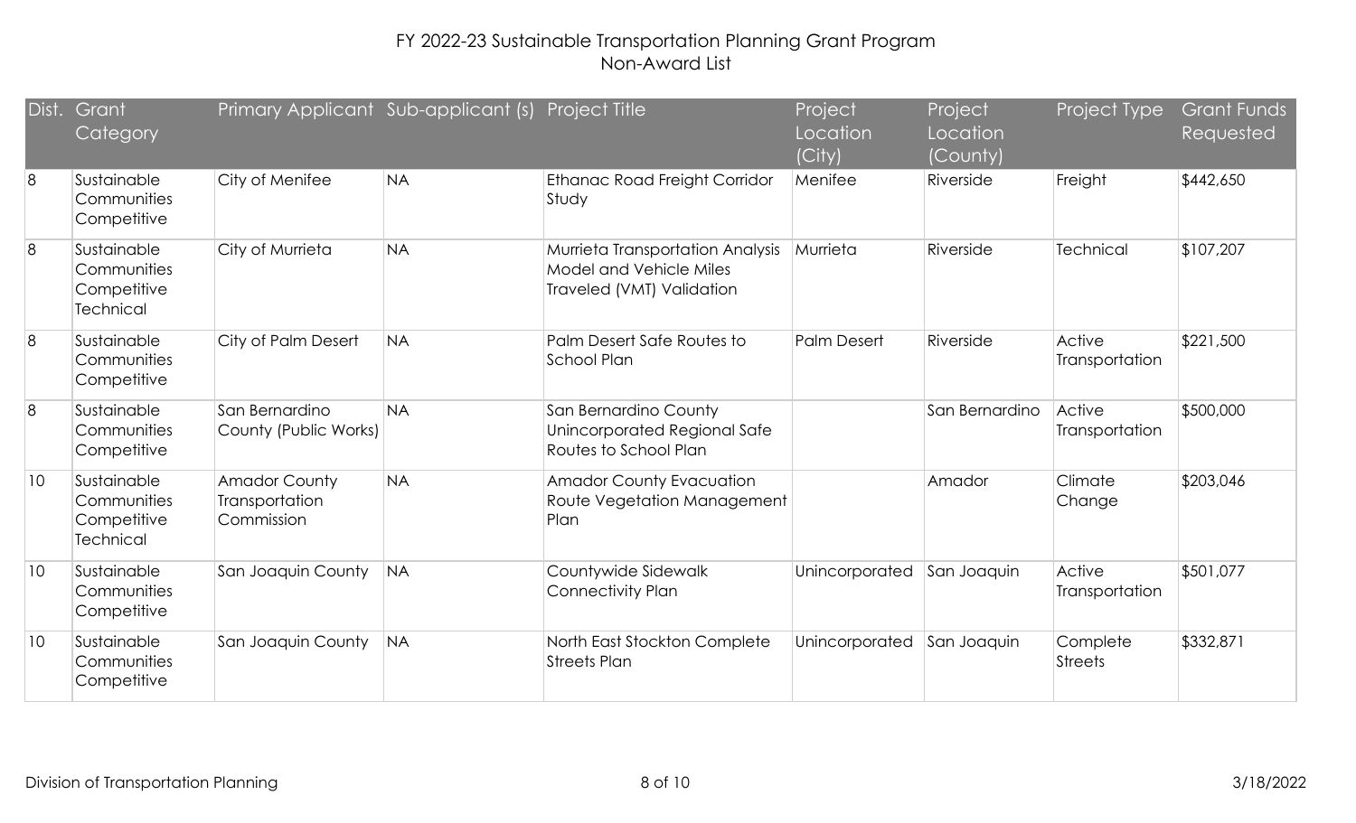# FY 2022-23 Sustainable Transportation Planning Grant Program
## Non-Award List

| Dist. | Grant Category | Primary Applicant | Sub-applicant (s) | Project Title | Project Location (City) | Project Location (County) | Project Type | Grant Funds Requested |
|---|---|---|---|---|---|---|---|---|
| 8 | Sustainable Communities Competitive | City of Menifee | NA | Ethanac Road Freight Corridor Study | Menifee | Riverside | Freight | $442,650 |
| 8 | Sustainable Communities Competitive Technical | City of Murrieta | NA | Murrieta Transportation Analysis Model and Vehicle Miles Traveled (VMT) Validation | Murrieta | Riverside | Technical | $107,207 |
| 8 | Sustainable Communities Competitive | City of Palm Desert | NA | Palm Desert Safe Routes to School Plan | Palm Desert | Riverside | Active Transportation | $221,500 |
| 8 | Sustainable Communities Competitive | San Bernardino County (Public Works) | NA | San Bernardino County Unincorporated Regional Safe Routes to School Plan | | San Bernardino | Active Transportation | $500,000 |
| 10 | Sustainable Communities Competitive Technical | Amador County Transportation Commission | NA | Amador County Evacuation Route Vegetation Management Plan | | Amador | Climate Change | $203,046 |
| 10 | Sustainable Communities Competitive | San Joaquin County | NA | Countywide Sidewalk Connectivity Plan | Unincorporated | San Joaquin | Active Transportation | $501,077 |
| 10 | Sustainable Communities Competitive | San Joaquin County | NA | North East Stockton Complete Streets Plan | Unincorporated | San Joaquin | Complete Streets | $332,871 |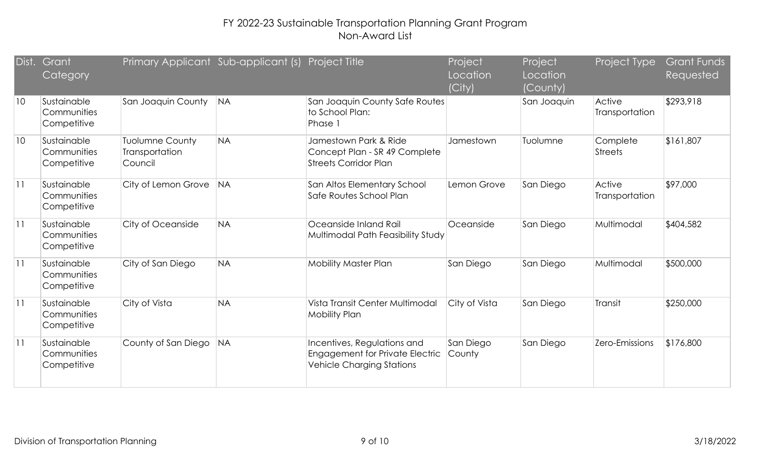# FY 2022-23 Sustainable Transportation Planning Grant Program
## Non-Award List

| Dist. | Grant Category | Primary Applicant | Sub-applicant (s) | Project Title | Project Location (City) | Project Location (County) | Project Type | Grant Funds Requested |
|---|---|---|---|---|---|---|---|---|
| 10 | Sustainable Communities Competitive | San Joaquin County | NA | San Joaquin County Safe Routes to School Plan: Phase 1 | | San Joaquin | Active Transportation | $293,918 |
| 10 | Sustainable Communities Competitive | Tuolumne County Transportation Council | NA | Jamestown Park & Ride Concept Plan - SR 49 Complete Streets Corridor Plan | Jamestown | Tuolumne | Complete Streets | $161,807 |
| 11 | Sustainable Communities Competitive | City of Lemon Grove | NA | San Altos Elementary School Safe Routes School Plan | Lemon Grove | San Diego | Active Transportation | $97,000 |
| 11 | Sustainable Communities Competitive | City of Oceanside | NA | Oceanside Inland Rail Multimodal Path Feasibility Study | Oceanside | San Diego | Multimodal | $404,582 |
| 11 | Sustainable Communities Competitive | City of San Diego | NA | Mobility Master Plan | San Diego | San Diego | Multimodal | $500,000 |
| 11 | Sustainable Communities Competitive | City of Vista | NA | Vista Transit Center Multimodal Mobility Plan | City of Vista | San Diego | Transit | $250,000 |
| 11 | Sustainable Communities Competitive | County of San Diego | NA | Incentives, Regulations and Engagement for Private Electric Vehicle Charging Stations | San Diego County | San Diego | Zero-Emissions | $176,800 |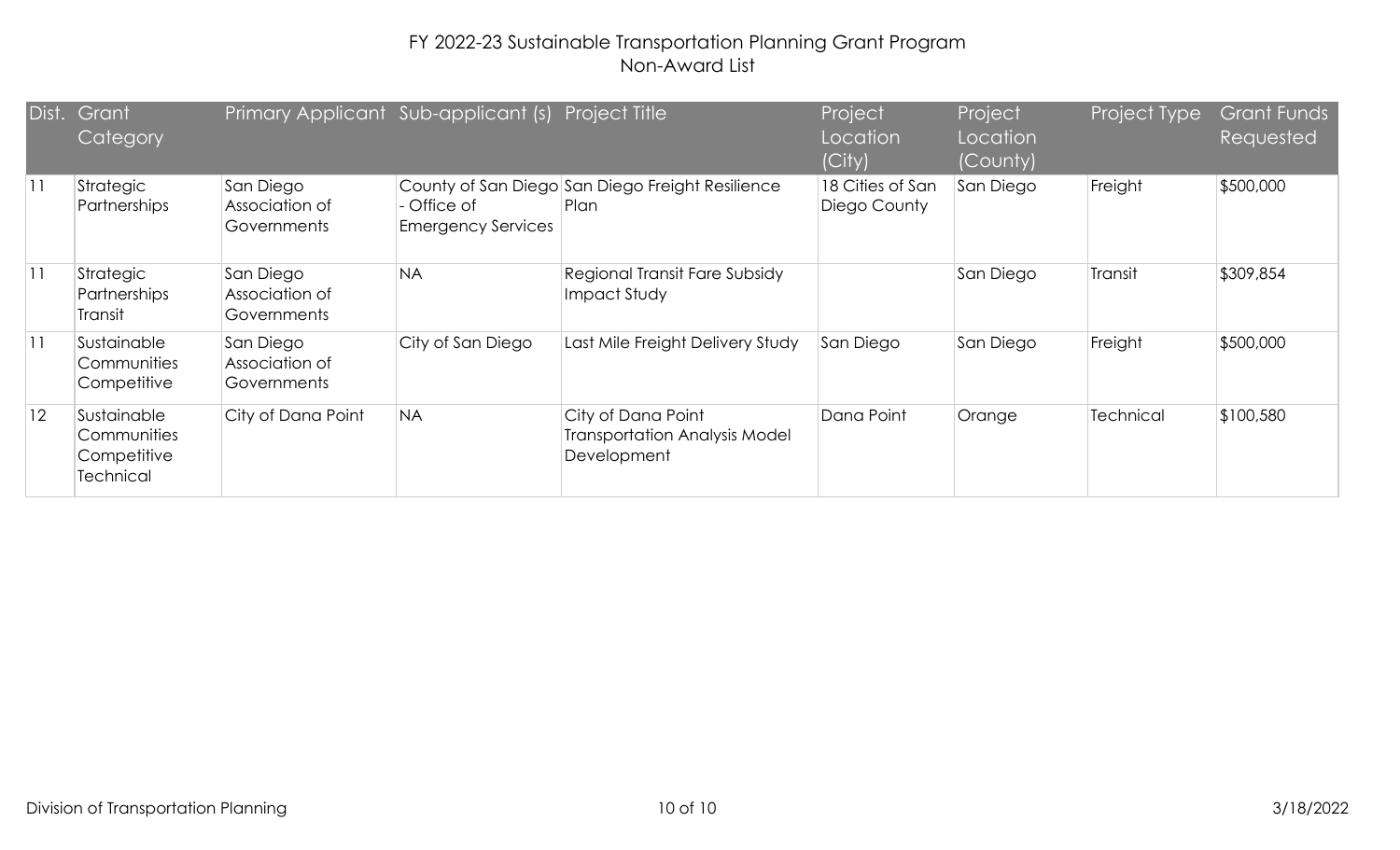# FY 2022-23 Sustainable Transportation Planning Grant Program
## Non-Award List

| Dist. | Grant Category | Primary Applicant | Sub-applicant (s) | Project Title | Project Location (City) | Project Location (County) | Project Type | Grant Funds Requested |
|---|---|---|---|---|---|---|---|---|
| 11 | Strategic Partnerships | San Diego Association of Governments | County of San Diego - Office of Emergency Services | San Diego Freight Resilience Plan | 18 Cities of San Diego County | San Diego | Freight | $500,000 |
| 11 | Strategic Partnerships Transit | San Diego Association of Governments | NA | Regional Transit Fare Subsidy Impact Study | | San Diego | Transit | $309,854 |
| 11 | Sustainable Communities Competitive | San Diego Association of Governments | City of San Diego | Last Mile Freight Delivery Study | San Diego | San Diego | Freight | $500,000 |
| 12 | Sustainable Communities Competitive Technical | City of Dana Point | NA | City of Dana Point Transportation Analysis Model Development | Dana Point | Orange | Technical | $100,580 |

Division of Transportation Planning

3/18/2022